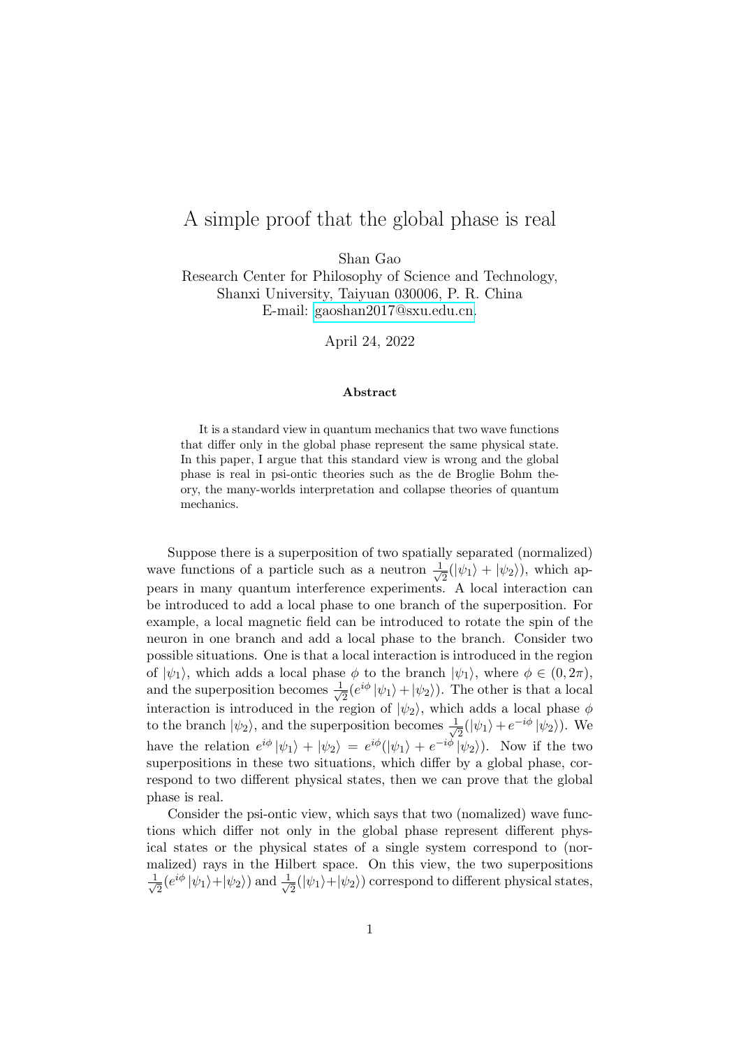# A simple proof that the global phase is real

Shan Gao  
Research Center for Philosophy of Science and Technology,  
Shanxi University, Taiyuan 030006, P. R. China  
E-mail: gaoshan2017@sxu.edu.cn.

April 24, 2022

### Abstract

It is a standard view in quantum mechanics that two wave functions that differ only in the global phase represent the same physical state. In this paper, I argue that this standard view is wrong and the global phase is real in psi-ontic theories such as the de Broglie Bohm theory, the many-worlds interpretation and collapse theories of quantum mechanics.

Suppose there is a superposition of two spatially separated (normalized) wave functions of a particle such as a neutron $\frac{1}{\sqrt{2}}(|\psi_1\rangle + |\psi_2\rangle)$, which appears in many quantum interference experiments. A local interaction can be introduced to add a local phase to one branch of the superposition. For example, a local magnetic field can be introduced to rotate the spin of the neuron in one branch and add a local phase to the branch. Consider two possible situations. One is that a local interaction is introduced in the region of $|\psi_1\rangle$, which adds a local phase $\phi$ to the branch $|\psi_1\rangle$, where $\phi \in (0, 2\pi)$, and the superposition becomes $\frac{1}{\sqrt{2}}(e^{i\phi}|\psi_1\rangle + |\psi_2\rangle)$. The other is that a local interaction is introduced in the region of $|\psi_2\rangle$, which adds a local phase $\phi$ to the branch $|\psi_2\rangle$, and the superposition becomes $\frac{1}{\sqrt{2}}(|\psi_1\rangle + e^{-i\phi}|\psi_2\rangle)$. We have the relation $e^{i\phi}|\psi_1\rangle + |\psi_2\rangle = e^{i\phi}(|\psi_1\rangle + e^{-i\phi}|\psi_2\rangle)$. Now if the two superpositions in these two situations, which differ by a global phase, correspond to two different physical states, then we can prove that the global phase is real.

Consider the psi-ontic view, which says that two (nomalized) wave functions which differ not only in the global phase represent different physical states or the physical states of a single system correspond to (normalized) rays in the Hilbert space. On this view, the two superpositions $\frac{1}{\sqrt{2}}(e^{i\phi}|\psi_1\rangle+|\psi_2\rangle)$ and $\frac{1}{\sqrt{2}}(|\psi_1\rangle+|\psi_2\rangle)$ correspond to different physical states,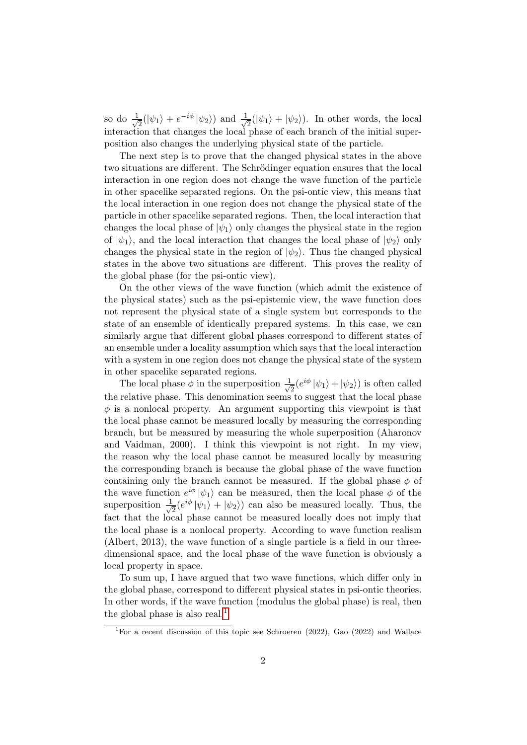so do $\frac{1}{\sqrt{2}}(|\psi_1\rangle + e^{-i\phi}|\psi_2\rangle)$ and $\frac{1}{\sqrt{2}}(|\psi_1\rangle + |\psi_2\rangle)$. In other words, the local interaction that changes the local phase of each branch of the initial superposition also changes the underlying physical state of the particle.

The next step is to prove that the changed physical states in the above two situations are different. The Schrödinger equation ensures that the local interaction in one region does not change the wave function of the particle in other spacelike separated regions. On the psi-ontic view, this means that the local interaction in one region does not change the physical state of the particle in other spacelike separated regions. Then, the local interaction that changes the local phase of $|\psi_1\rangle$ only changes the physical state in the region of $|\psi_1\rangle$, and the local interaction that changes the local phase of $|\psi_2\rangle$ only changes the physical state in the region of $|\psi_2\rangle$. Thus the changed physical states in the above two situations are different. This proves the reality of the global phase (for the psi-ontic view).

On the other views of the wave function (which admit the existence of the physical states) such as the psi-epistemic view, the wave function does not represent the physical state of a single system but corresponds to the state of an ensemble of identically prepared systems. In this case, we can similarly argue that different global phases correspond to different states of an ensemble under a locality assumption which says that the local interaction with a system in one region does not change the physical state of the system in other spacelike separated regions.

The local phase $\phi$ in the superposition $\frac{1}{\sqrt{2}}(e^{i\phi}|\psi_1\rangle + |\psi_2\rangle)$ is often called the relative phase. This denomination seems to suggest that the local phase $\phi$ is a nonlocal property. An argument supporting this viewpoint is that the local phase cannot be measured locally by measuring the corresponding branch, but be measured by measuring the whole superposition (Aharonov and Vaidman, 2000). I think this viewpoint is not right. In my view, the reason why the local phase cannot be measured locally by measuring the corresponding branch is because the global phase of the wave function containing only the branch cannot be measured. If the global phase $\phi$ of the wave function $e^{i\phi}|\psi_1\rangle$ can be measured, then the local phase $\phi$ of the superposition $\frac{1}{\sqrt{2}}(e^{i\phi}|\psi_1\rangle + |\psi_2\rangle)$ can also be measured locally. Thus, the fact that the local phase cannot be measured locally does not imply that the local phase is a nonlocal property. According to wave function realism (Albert, 2013), the wave function of a single particle is a field in our three-dimensional space, and the local phase of the wave function is obviously a local property in space.

To sum up, I have argued that two wave functions, which differ only in the global phase, correspond to different physical states in psi-ontic theories. In other words, if the wave function (modulus the global phase) is real, then the global phase is also real.[1]

[1] For a recent discussion of this topic see Schroeren (2022), Gao (2022) and Wallace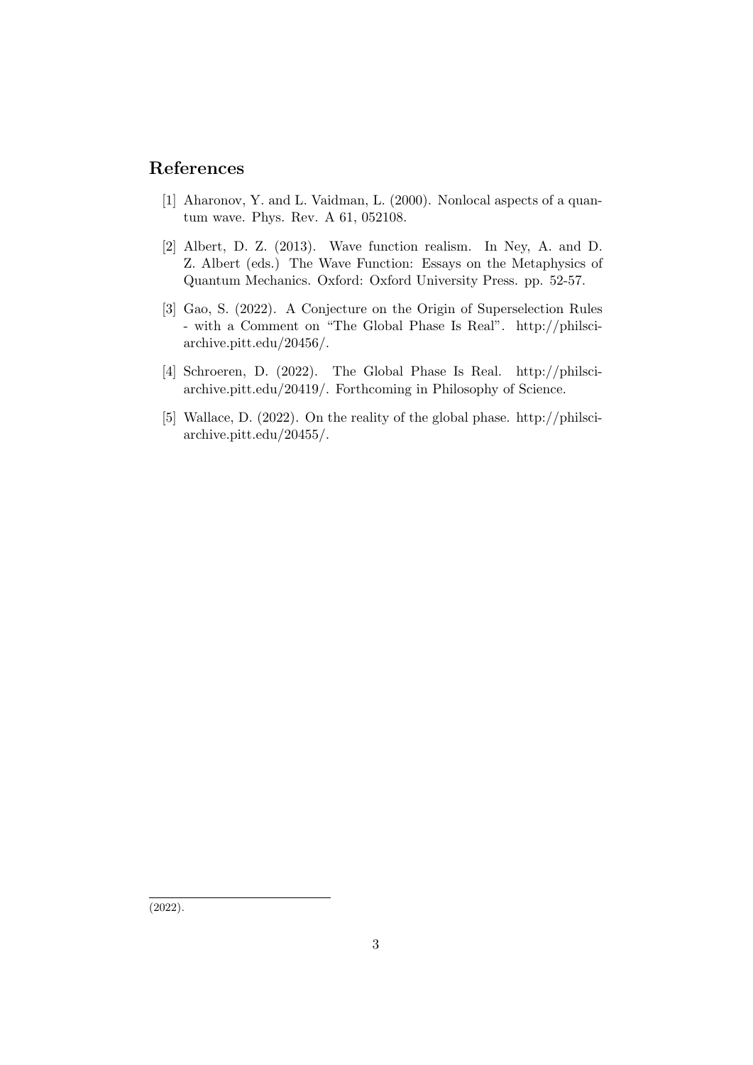## References

[1] Aharonov, Y. and L. Vaidman, L. (2000). Nonlocal aspects of a quantum wave. Phys. Rev. A 61, 052108.

[2] Albert, D. Z. (2013). Wave function realism. In Ney, A. and D. Z. Albert (eds.) The Wave Function: Essays on the Metaphysics of Quantum Mechanics. Oxford: Oxford University Press. pp. 52-57.

[3] Gao, S. (2022). A Conjecture on the Origin of Superselection Rules - with a Comment on "The Global Phase Is Real". http://philsci-archive.pitt.edu/20456/.

[4] Schroeren, D. (2022). The Global Phase Is Real. http://philsci-archive.pitt.edu/20419/. Forthcoming in Philosophy of Science.

[5] Wallace, D. (2022). On the reality of the global phase. http://philsci-archive.pitt.edu/20455/.

---

(2022).